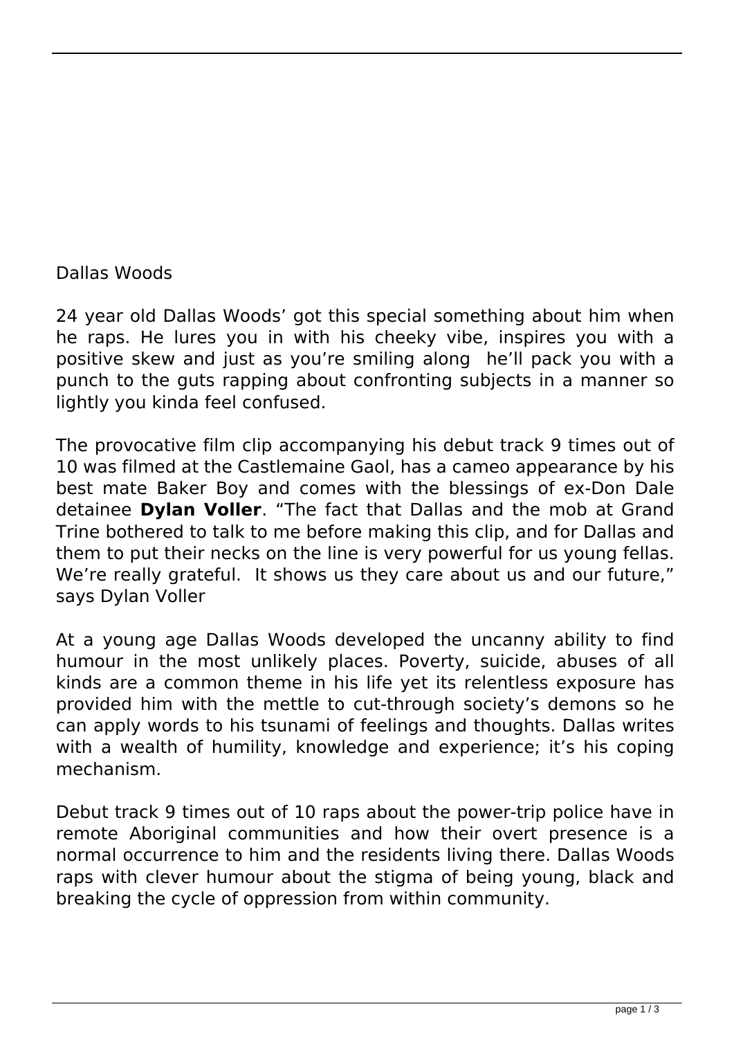Dallas Woods

24 year old Dallas Woods' got this special something about him when he raps. He lures you in with his cheeky vibe, inspires you with a positive skew and just as you're smiling along  he'll pack you with a punch to the guts rapping about confronting subjects in a manner so lightly you kinda feel confused.

The provocative film clip accompanying his debut track 9 times out of 10 was filmed at the Castlemaine Gaol, has a cameo appearance by his best mate Baker Boy and comes with the blessings of ex-Don Dale detainee **Dylan Voller**. "The fact that Dallas and the mob at Grand Trine bothered to talk to me before making this clip, and for Dallas and them to put their necks on the line is very powerful for us young fellas. We're really grateful.  It shows us they care about us and our future," says Dylan Voller

At a young age Dallas Woods developed the uncanny ability to find humour in the most unlikely places. Poverty, suicide, abuses of all kinds are a common theme in his life yet its relentless exposure has provided him with the mettle to cut-through society's demons so he can apply words to his tsunami of feelings and thoughts. Dallas writes with a wealth of humility, knowledge and experience; it's his coping mechanism.

Debut track 9 times out of 10 raps about the power-trip police have in remote Aboriginal communities and how their overt presence is a normal occurrence to him and the residents living there. Dallas Woods raps with clever humour about the stigma of being young, black and breaking the cycle of oppression from within community.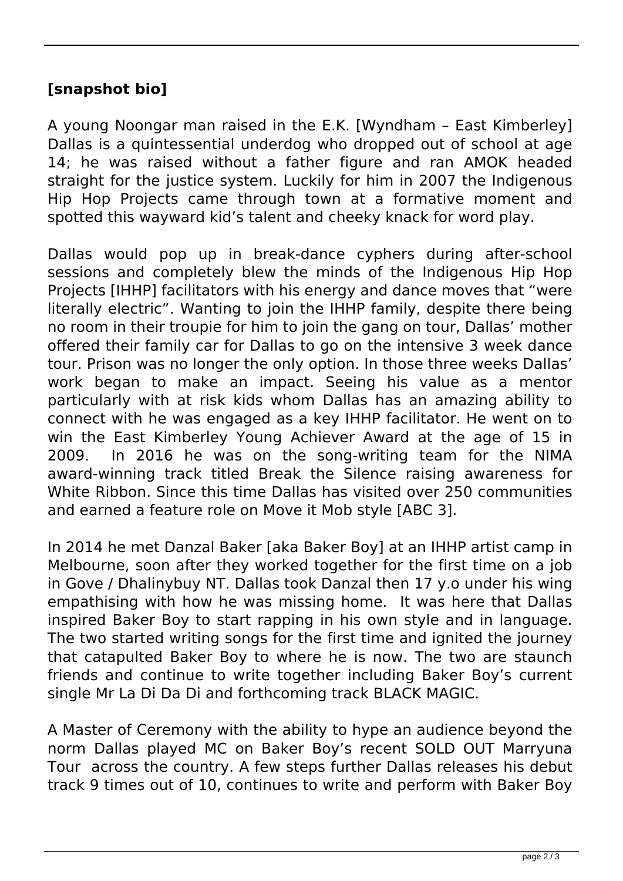**[snapshot bio]**

A young Noongar man raised in the E.K. [Wyndham – East Kimberley] Dallas is a quintessential underdog who dropped out of school at age 14; he was raised without a father figure and ran AMOK headed straight for the justice system. Luckily for him in 2007 the Indigenous Hip Hop Projects came through town at a formative moment and spotted this wayward kid's talent and cheeky knack for word play.

Dallas would pop up in break-dance cyphers during after-school sessions and completely blew the minds of the Indigenous Hip Hop Projects [IHHP] facilitators with his energy and dance moves that "were literally electric". Wanting to join the IHHP family, despite there being no room in their troupie for him to join the gang on tour, Dallas' mother offered their family car for Dallas to go on the intensive 3 week dance tour. Prison was no longer the only option. In those three weeks Dallas' work began to make an impact. Seeing his value as a mentor particularly with at risk kids whom Dallas has an amazing ability to connect with he was engaged as a key IHHP facilitator. He went on to win the East Kimberley Young Achiever Award at the age of 15 in 2009. In 2016 he was on the song-writing team for the NIMA award-winning track titled Break the Silence raising awareness for White Ribbon. Since this time Dallas has visited over 250 communities and earned a feature role on Move it Mob style [ABC 3].

In 2014 he met Danzal Baker [aka Baker Boy] at an IHHP artist camp in Melbourne, soon after they worked together for the first time on a job in Gove / Dhalinybuy NT. Dallas took Danzal then 17 y.o under his wing empathising with how he was missing home. It was here that Dallas inspired Baker Boy to start rapping in his own style and in language. The two started writing songs for the first time and ignited the journey that catapulted Baker Boy to where he is now. The two are staunch friends and continue to write together including Baker Boy's current single Mr La Di Da Di and forthcoming track BLACK MAGIC.

A Master of Ceremony with the ability to hype an audience beyond the norm Dallas played MC on Baker Boy's recent SOLD OUT Marryuna Tour across the country. A few steps further Dallas releases his debut track 9 times out of 10, continues to write and perform with Baker Boy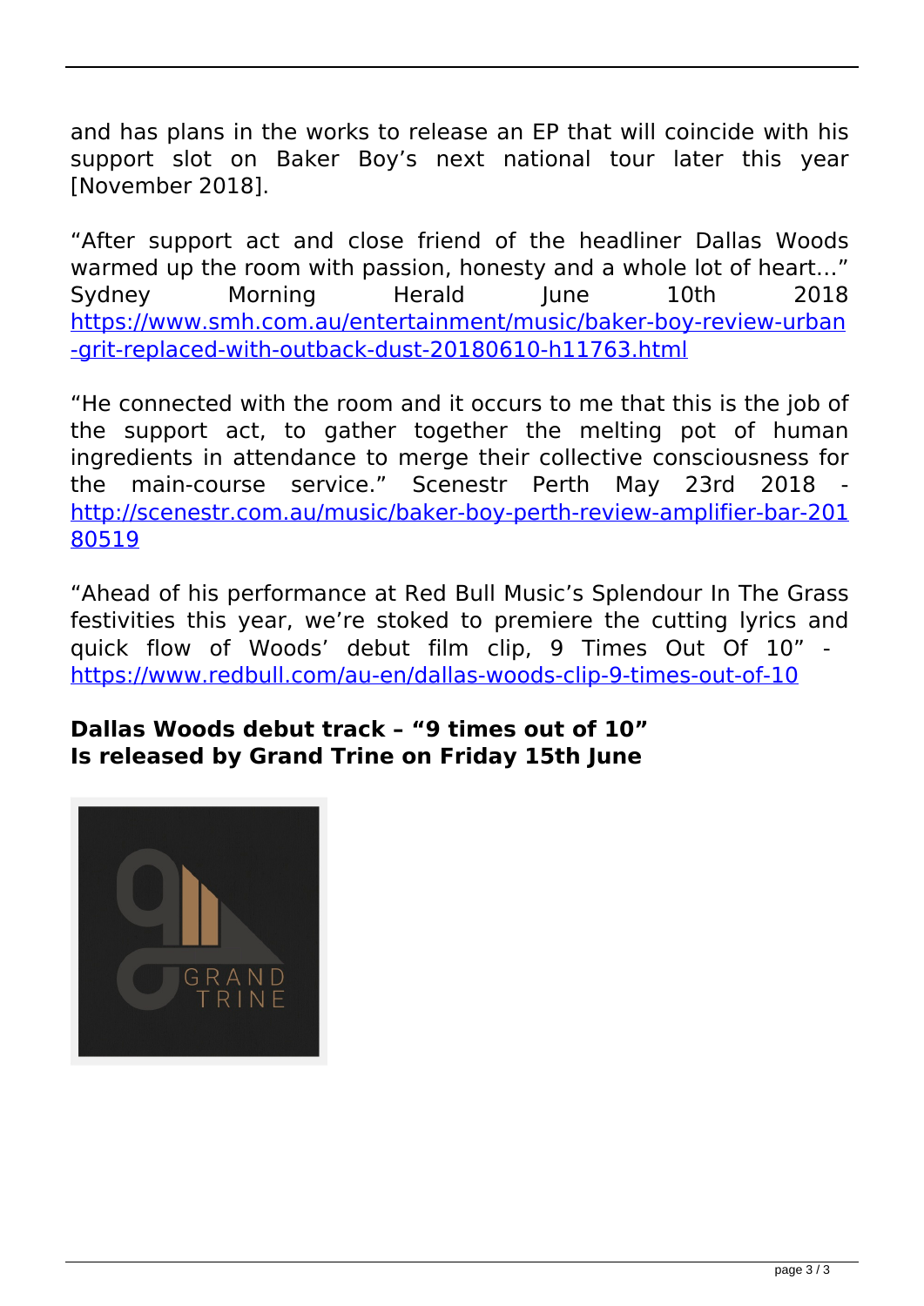and has plans in the works to release an EP that will coincide with his support slot on Baker Boy's next national tour later this year [November 2018].

"After support act and close friend of the headliner Dallas Woods warmed up the room with passion, honesty and a whole lot of heart…" Sydney Morning Herald June 10th 2018 https://www.smh.com.au/entertainment/music/baker-boy-review-urban-grit-replaced-with-outback-dust-20180610-h11763.html

"He connected with the room and it occurs to me that this is the job of the support act, to gather together the melting pot of human ingredients in attendance to merge their collective consciousness for the main-course service." Scenestr Perth May 23rd 2018 - http://scenestr.com.au/music/baker-boy-perth-review-amplifier-bar-20180519

"Ahead of his performance at Red Bull Music's Splendour In The Grass festivities this year, we're stoked to premiere the cutting lyrics and quick flow of Woods' debut film clip, 9 Times Out Of 10" - https://www.redbull.com/au-en/dallas-woods-clip-9-times-out-of-10

**Dallas Woods debut track – "9 times out of 10"**
**Is released by Grand Trine on Friday 15th June**